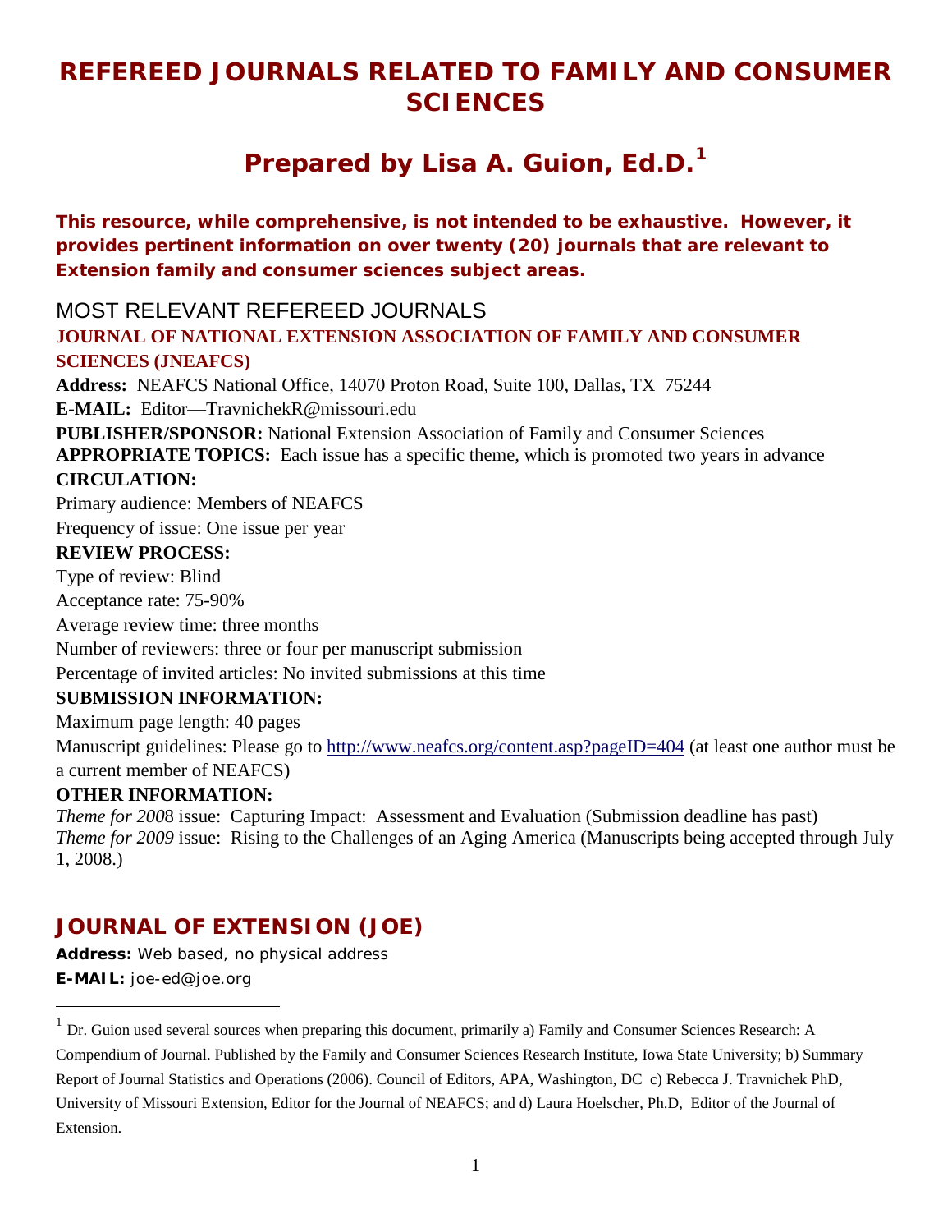# REFEREED JOURNALS RELATED TO FAMILY AND CONSUMER SCIENCES

## Prepared by Lisa A. Guion, Ed.D.[1]

**This resource, while comprehensive, is not intended to be exhaustive. However, it provides pertinent information on over twenty (20) journals that are relevant to Extension family and consumer sciences subject areas.**

## MOST RELEVANT REFEREED JOURNALS

### JOURNAL OF NATIONAL EXTENSION ASSOCIATION OF FAMILY AND CONSUMER SCIENCES (JNEAFCS)

**Address:** NEAFCS National Office, 14070 Proton Road, Suite 100, Dallas, TX 75244

**E-MAIL:** Editor—TravnichekR@missouri.edu

**PUBLISHER/SPONSOR:** National Extension Association of Family and Consumer Sciences

**APPROPRIATE TOPICS:** Each issue has a specific theme, which is promoted two years in advance

**CIRCULATION:**

Primary audience: Members of NEAFCS

Frequency of issue: One issue per year

**REVIEW PROCESS:**

Type of review: Blind

Acceptance rate: 75-90%

Average review time: three months

Number of reviewers: three or four per manuscript submission

Percentage of invited articles: No invited submissions at this time

**SUBMISSION INFORMATION:**

Maximum page length: 40 pages

Manuscript guidelines: Please go to http://www.neafcs.org/content.asp?pageID=404 (at least one author must be a current member of NEAFCS)

**OTHER INFORMATION:**

*Theme for 2008* issue: Capturing Impact: Assessment and Evaluation (Submission deadline has past)

*Theme for 2009* issue: Rising to the Challenges of an Aging America (Manuscripts being accepted through July 1, 2008.)

### JOURNAL OF EXTENSION (JOE)

**Address:** Web based, no physical address

**E-MAIL:** joe-ed@joe.org

---

[1] Dr. Guion used several sources when preparing this document, primarily a) Family and Consumer Sciences Research: A Compendium of Journal. Published by the Family and Consumer Sciences Research Institute, Iowa State University; b) Summary Report of Journal Statistics and Operations (2006). Council of Editors, APA, Washington, DC c) Rebecca J. Travnichek PhD, University of Missouri Extension, Editor for the Journal of NEAFCS; and d) Laura Hoelscher, Ph.D, Editor of the Journal of Extension.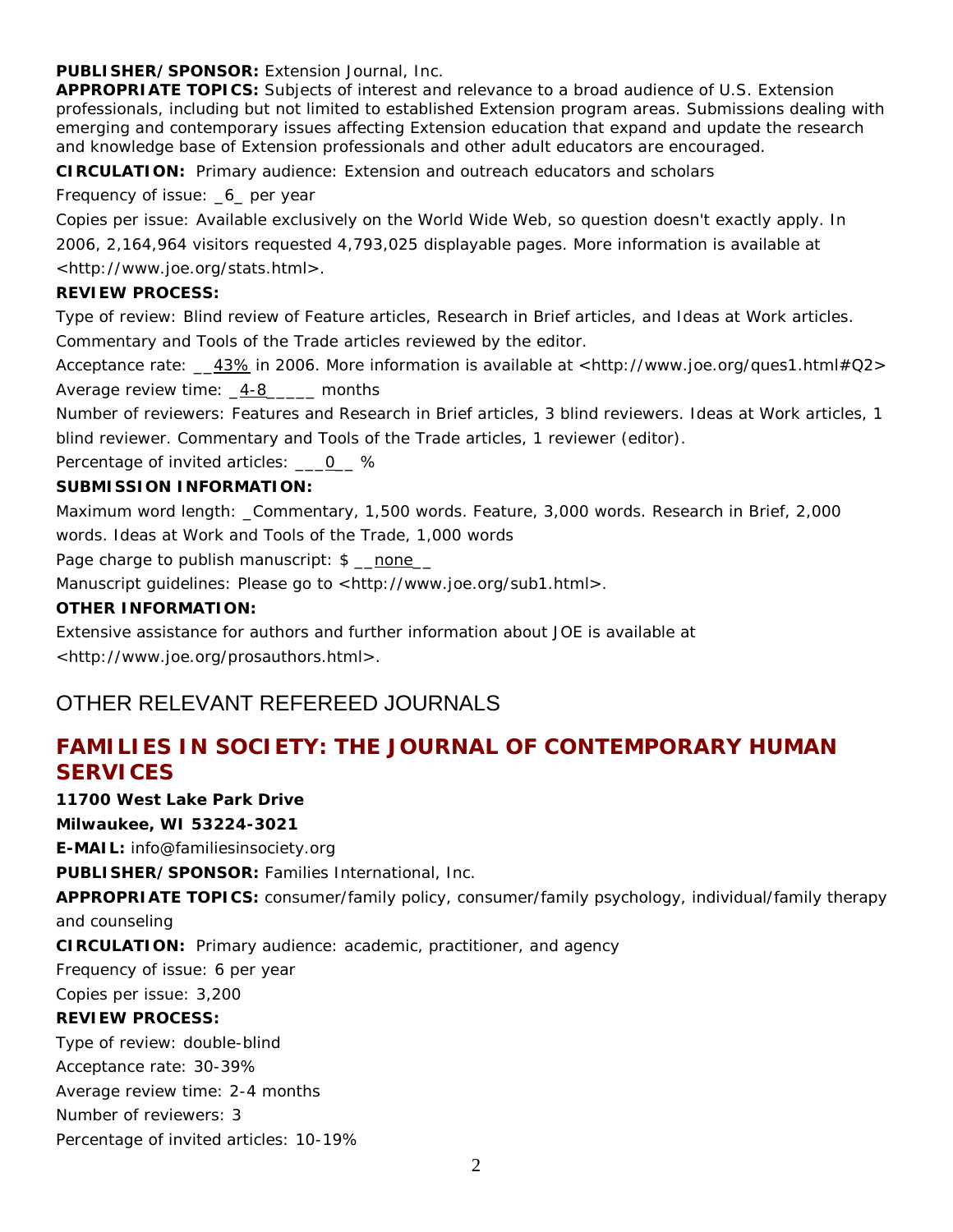**PUBLISHER/SPONSOR:** Extension Journal, Inc.

**APPROPRIATE TOPICS:** Subjects of interest and relevance to a broad audience of U.S. Extension professionals, including but not limited to established Extension program areas. Submissions dealing with emerging and contemporary issues affecting Extension education that expand and update the research and knowledge base of Extension professionals and other adult educators are encouraged.

**CIRCULATION:** Primary audience: Extension and outreach educators and scholars

Frequency of issue: _6_ per year

Copies per issue: Available exclusively on the World Wide Web, so question doesn't exactly apply. In 2006, 2,164,964 visitors requested 4,793,025 displayable pages. More information is available at <http://www.joe.org/stats.html>.

**REVIEW PROCESS:**

Type of review: Blind review of Feature articles, Research in Brief articles, and Ideas at Work articles. Commentary and Tools of the Trade articles reviewed by the editor.

Acceptance rate: __43% in 2006. More information is available at <http://www.joe.org/ques1.html#Q2>

Average review time: _4-8_____ months

Number of reviewers: Features and Research in Brief articles, 3 blind reviewers. Ideas at Work articles, 1 blind reviewer. Commentary and Tools of the Trade articles, 1 reviewer (editor).

Percentage of invited articles: ___0__ %

**SUBMISSION INFORMATION:**

Maximum word length: _Commentary, 1,500 words. Feature, 3,000 words. Research in Brief, 2,000 words. Ideas at Work and Tools of the Trade, 1,000 words

Page charge to publish manuscript: $ __none__

Manuscript guidelines: Please go to <http://www.joe.org/sub1.html>.

**OTHER INFORMATION:**

Extensive assistance for authors and further information about JOE is available at <http://www.joe.org/prosauthors.html>.

# OTHER RELEVANT REFEREED JOURNALS

## FAMILIES IN SOCIETY: THE JOURNAL OF CONTEMPORARY HUMAN SERVICES

**11700 West Lake Park Drive**

**Milwaukee, WI 53224-3021**

**E-MAIL:** info@familiesinsociety.org

**PUBLISHER/SPONSOR:** Families International, Inc.

**APPROPRIATE TOPICS:** consumer/family policy, consumer/family psychology, individual/family therapy and counseling

**CIRCULATION:** Primary audience: academic, practitioner, and agency

Frequency of issue: 6 per year

Copies per issue: 3,200

**REVIEW PROCESS:**

Type of review: double-blind

Acceptance rate: 30-39%

Average review time: 2-4 months

Number of reviewers: 3

Percentage of invited articles: 10-19%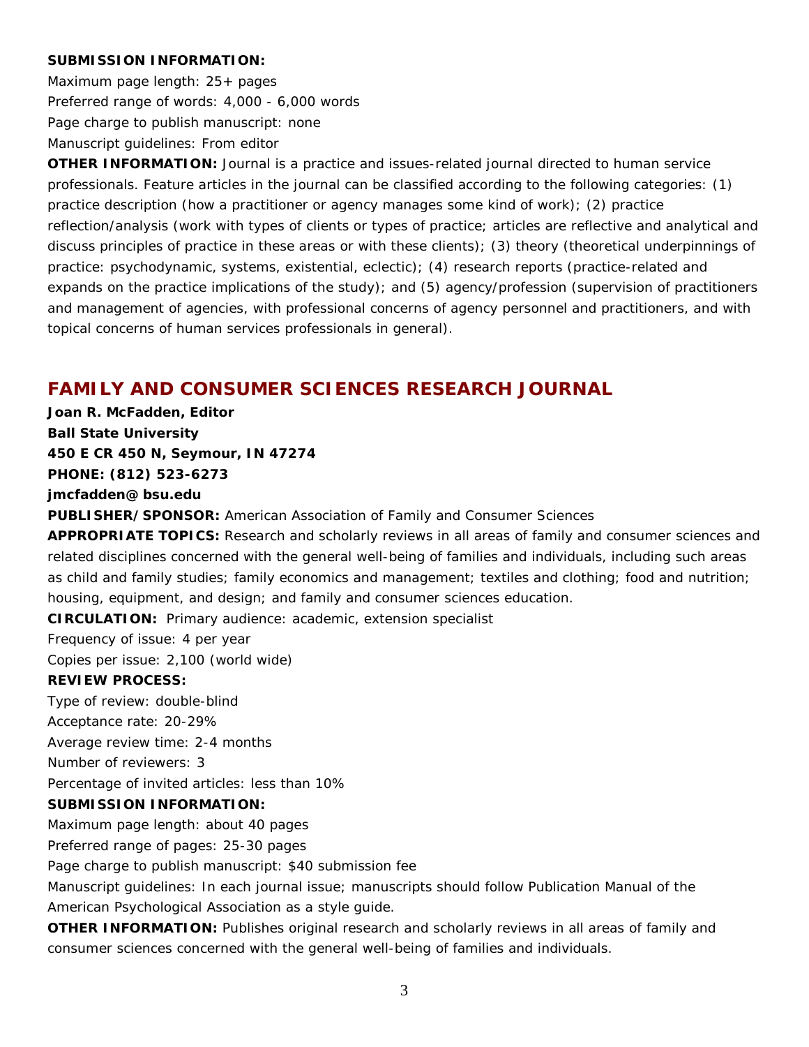**SUBMISSION INFORMATION:**

Maximum page length: 25+ pages

Preferred range of words: 4,000 - 6,000 words

Page charge to publish manuscript: none

Manuscript guidelines: From editor

**OTHER INFORMATION:** Journal is a practice and issues-related journal directed to human service professionals. Feature articles in the journal can be classified according to the following categories: (1) practice description (how a practitioner or agency manages some kind of work); (2) practice reflection/analysis (work with types of clients or types of practice; articles are reflective and analytical and discuss principles of practice in these areas or with these clients); (3) theory (theoretical underpinnings of practice: psychodynamic, systems, existential, eclectic); (4) research reports (practice-related and expands on the practice implications of the study); and (5) agency/profession (supervision of practitioners and management of agencies, with professional concerns of agency personnel and practitioners, and with topical concerns of human services professionals in general).

## FAMILY AND CONSUMER SCIENCES RESEARCH JOURNAL

**Joan R. McFadden, Editor**

**Ball State University**

**450 E CR 450 N, Seymour, IN 47274**

**PHONE: (812) 523-6273**

**jmcfadden@bsu.edu**

**PUBLISHER/SPONSOR:** American Association of Family and Consumer Sciences

**APPROPRIATE TOPICS:** Research and scholarly reviews in all areas of family and consumer sciences and related disciplines concerned with the general well-being of families and individuals, including such areas as child and family studies; family economics and management; textiles and clothing; food and nutrition; housing, equipment, and design; and family and consumer sciences education.

**CIRCULATION:** Primary audience: academic, extension specialist

Frequency of issue: 4 per year

Copies per issue: 2,100 (world wide)

**REVIEW PROCESS:**

Type of review: double-blind

Acceptance rate: 20-29%

Average review time: 2-4 months

Number of reviewers: 3

Percentage of invited articles: less than 10%

**SUBMISSION INFORMATION:**

Maximum page length: about 40 pages

Preferred range of pages: 25-30 pages

Page charge to publish manuscript: $40 submission fee

Manuscript guidelines: In each journal issue; manuscripts should follow Publication Manual of the American Psychological Association as a style guide.

**OTHER INFORMATION:** Publishes original research and scholarly reviews in all areas of family and consumer sciences concerned with the general well-being of families and individuals.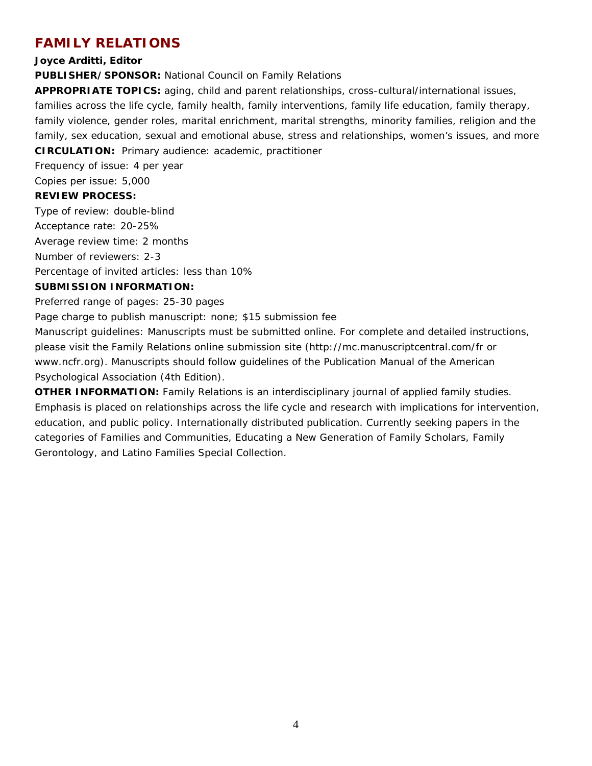## FAMILY RELATIONS

**Joyce Arditti, Editor**

**PUBLISHER/SPONSOR:** National Council on Family Relations

**APPROPRIATE TOPICS:** aging, child and parent relationships, cross-cultural/international issues, families across the life cycle, family health, family interventions, family life education, family therapy, family violence, gender roles, marital enrichment, marital strengths, minority families, religion and the family, sex education, sexual and emotional abuse, stress and relationships, women's issues, and more

**CIRCULATION:** Primary audience: academic, practitioner

Frequency of issue: 4 per year

Copies per issue: 5,000

**REVIEW PROCESS:**

Type of review: double-blind

Acceptance rate: 20-25%

Average review time: 2 months

Number of reviewers: 2-3

Percentage of invited articles: less than 10%

**SUBMISSION INFORMATION:**

Preferred range of pages: 25-30 pages

Page charge to publish manuscript: none; $15 submission fee

Manuscript guidelines: Manuscripts must be submitted online. For complete and detailed instructions, please visit the Family Relations online submission site (http://mc.manuscriptcentral.com/fr or www.ncfr.org). Manuscripts should follow guidelines of the Publication Manual of the American Psychological Association (4th Edition).

**OTHER INFORMATION:** Family Relations is an interdisciplinary journal of applied family studies. Emphasis is placed on relationships across the life cycle and research with implications for intervention, education, and public policy. Internationally distributed publication. Currently seeking papers in the categories of Families and Communities, Educating a New Generation of Family Scholars, Family Gerontology, and Latino Families Special Collection.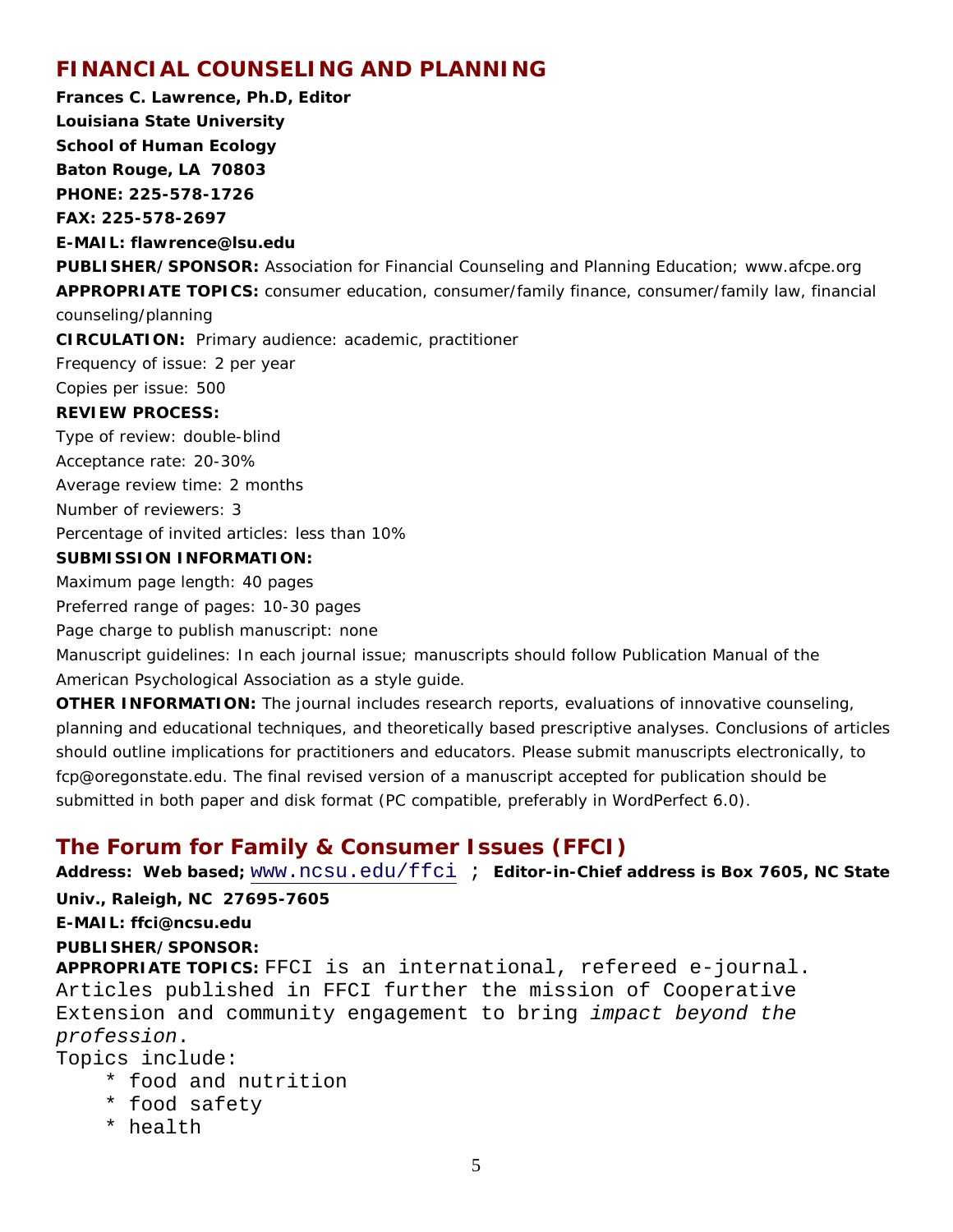## FINANCIAL COUNSELING AND PLANNING

**Frances C. Lawrence, Ph.D, Editor**
**Louisiana State University**
**School of Human Ecology**
**Baton Rouge, LA 70803**
**PHONE: 225-578-1726**
**FAX: 225-578-2697**
**E-MAIL: flawrence@lsu.edu**

**PUBLISHER/SPONSOR:** Association for Financial Counseling and Planning Education; www.afcpe.org

**APPROPRIATE TOPICS:** consumer education, consumer/family finance, consumer/family law, financial counseling/planning

**CIRCULATION:** Primary audience: academic, practitioner
Frequency of issue: 2 per year
Copies per issue: 500

**REVIEW PROCESS:**
Type of review: double-blind
Acceptance rate: 20-30%
Average review time: 2 months
Number of reviewers: 3
Percentage of invited articles: less than 10%

**SUBMISSION INFORMATION:**
Maximum page length: 40 pages
Preferred range of pages: 10-30 pages
Page charge to publish manuscript: none
Manuscript guidelines: In each journal issue; manuscripts should follow Publication Manual of the American Psychological Association as a style guide.

**OTHER INFORMATION:** The journal includes research reports, evaluations of innovative counseling, planning and educational techniques, and theoretically based prescriptive analyses. Conclusions of articles should outline implications for practitioners and educators. Please submit manuscripts electronically, to fcp@oregonstate.edu. The final revised version of a manuscript accepted for publication should be submitted in both paper and disk format (PC compatible, preferably in WordPerfect 6.0).

## The Forum for Family & Consumer Issues (FFCI)

**Address: Web based;** www.ncsu.edu/ffci ; **Editor-in-Chief address is Box 7605, NC State Univ., Raleigh, NC 27695-7605**
**E-MAIL: ffci@ncsu.edu**
**PUBLISHER/SPONSOR:**
**APPROPRIATE TOPICS:** FFCI is an international, refereed e-journal. Articles published in FFCI further the mission of Cooperative Extension and community engagement to bring *impact beyond the profession*.
Topics include:

* food and nutrition
* food safety
* health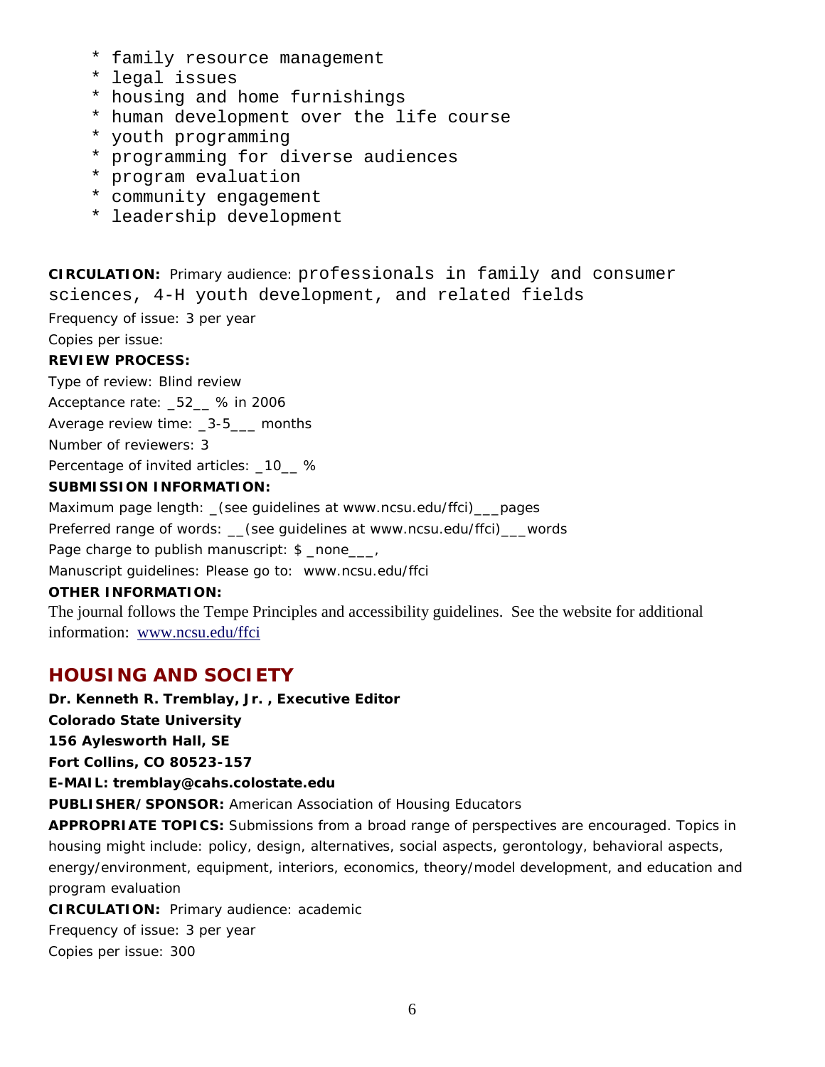* family resource management
* legal issues
* housing and home furnishings
* human development over the life course
* youth programming
* programming for diverse audiences
* program evaluation
* community engagement
* leadership development

**CIRCULATION:** Primary audience: professionals in family and consumer sciences, 4-H youth development, and related fields

Frequency of issue: 3 per year

Copies per issue:

**REVIEW PROCESS:**

Type of review: Blind review

Acceptance rate: _52__ % in 2006

Average review time: _3-5___ months

Number of reviewers: 3

Percentage of invited articles: _10__ %

**SUBMISSION INFORMATION:**

Maximum page length: _(see guidelines at www.ncsu.edu/ffci)___pages

Preferred range of words: __(see guidelines at www.ncsu.edu/ffci)___words

Page charge to publish manuscript: $ _none___,

Manuscript guidelines: Please go to: www.ncsu.edu/ffci

**OTHER INFORMATION:**

The journal follows the Tempe Principles and accessibility guidelines. See the website for additional information: [www.ncsu.edu/ffci](http://www.ncsu.edu/ffci)

## HOUSING AND SOCIETY

**Dr. Kenneth R. Tremblay, Jr. , Executive Editor**

**Colorado State University**

**156 Aylesworth Hall, SE**

**Fort Collins, CO 80523-157**

**E-MAIL: tremblay@cahs.colostate.edu**

**PUBLISHER/SPONSOR:** American Association of Housing Educators

**APPROPRIATE TOPICS:** Submissions from a broad range of perspectives are encouraged. Topics in housing might include: policy, design, alternatives, social aspects, gerontology, behavioral aspects, energy/environment, equipment, interiors, economics, theory/model development, and education and program evaluation

**CIRCULATION:** Primary audience: academic

Frequency of issue: 3 per year

Copies per issue: 300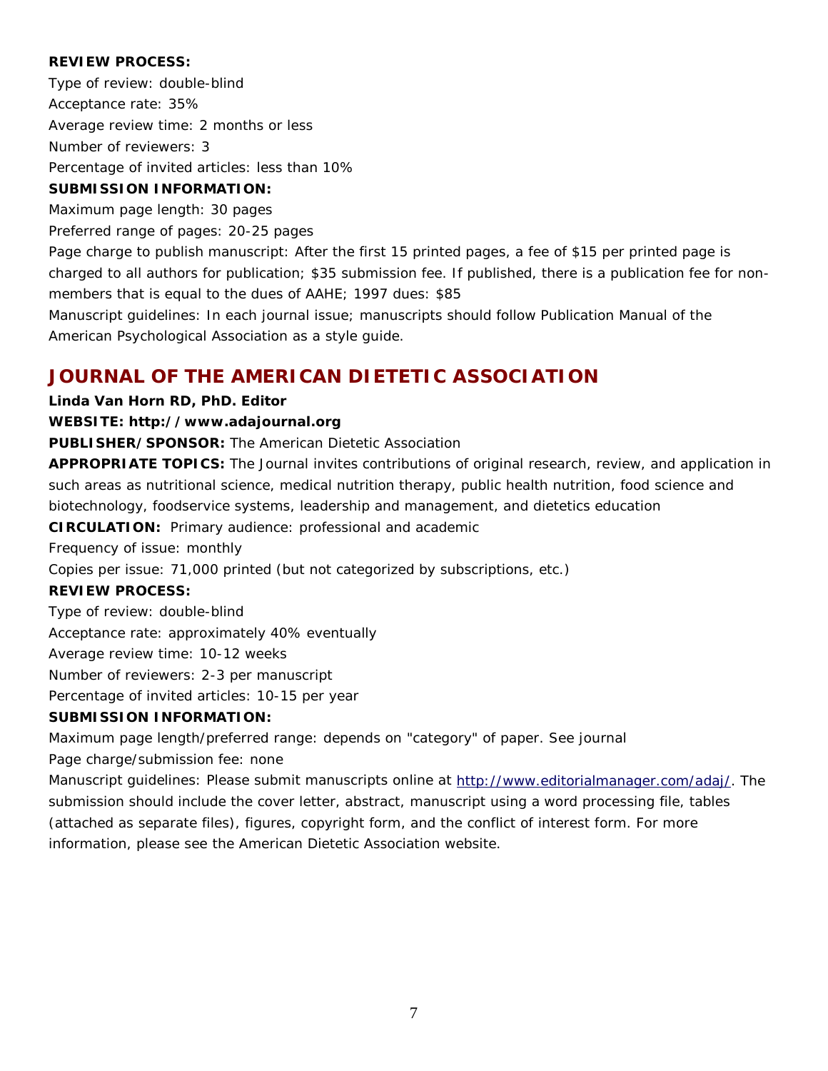**REVIEW PROCESS:**

Type of review: double-blind

Acceptance rate: 35%

Average review time: 2 months or less

Number of reviewers: 3

Percentage of invited articles: less than 10%

**SUBMISSION INFORMATION:**

Maximum page length: 30 pages

Preferred range of pages: 20-25 pages

Page charge to publish manuscript: After the first 15 printed pages, a fee of $15 per printed page is charged to all authors for publication; $35 submission fee. If published, there is a publication fee for non-members that is equal to the dues of AAHE; 1997 dues: $85

Manuscript guidelines: In each journal issue; manuscripts should follow Publication Manual of the American Psychological Association as a style guide.

## JOURNAL OF THE AMERICAN DIETETIC ASSOCIATION

**Linda Van Horn RD, PhD. Editor**

**WEBSITE: http://www.adajournal.org**

**PUBLISHER/SPONSOR:** The American Dietetic Association

**APPROPRIATE TOPICS:** The Journal invites contributions of original research, review, and application in such areas as nutritional science, medical nutrition therapy, public health nutrition, food science and biotechnology, foodservice systems, leadership and management, and dietetics education

**CIRCULATION:** Primary audience: professional and academic

Frequency of issue: monthly

Copies per issue: 71,000 printed (but not categorized by subscriptions, etc.)

**REVIEW PROCESS:**

Type of review: double-blind

Acceptance rate: approximately 40% eventually

Average review time: 10-12 weeks

Number of reviewers: 2-3 per manuscript

Percentage of invited articles: 10-15 per year

**SUBMISSION INFORMATION:**

Maximum page length/preferred range: depends on "category" of paper. See journal

Page charge/submission fee: none

Manuscript guidelines: Please submit manuscripts online at http://www.editorialmanager.com/adaj/. The submission should include the cover letter, abstract, manuscript using a word processing file, tables (attached as separate files), figures, copyright form, and the conflict of interest form. For more information, please see the American Dietetic Association website.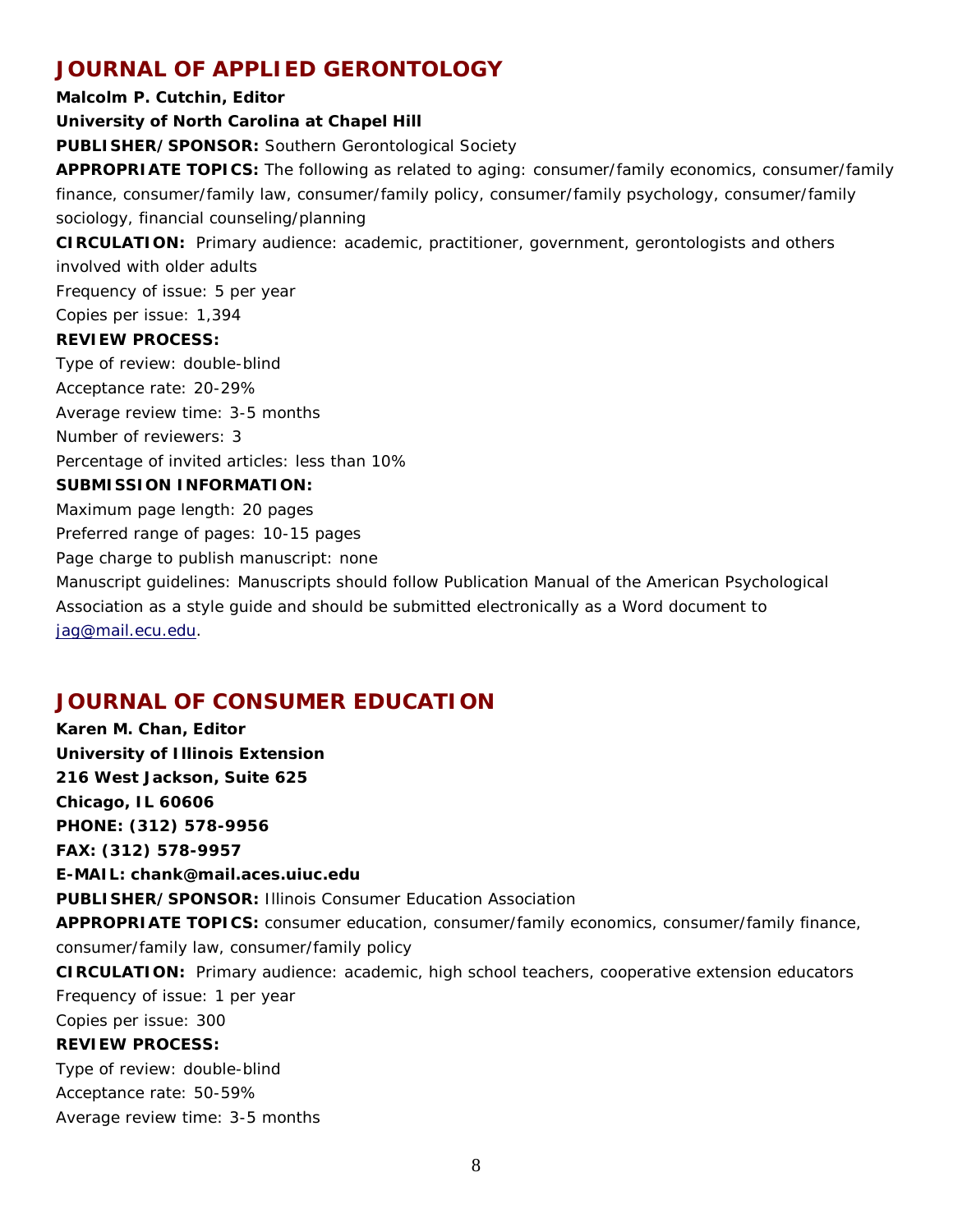## JOURNAL OF APPLIED GERONTOLOGY

**Malcolm P. Cutchin, Editor**
**University of North Carolina at Chapel Hill**
**PUBLISHER/SPONSOR:** Southern Gerontological Society
**APPROPRIATE TOPICS:** The following as related to aging: consumer/family economics, consumer/family finance, consumer/family law, consumer/family policy, consumer/family psychology, consumer/family sociology, financial counseling/planning
**CIRCULATION:** Primary audience: academic, practitioner, government, gerontologists and others involved with older adults
Frequency of issue: 5 per year
Copies per issue: 1,394
**REVIEW PROCESS:**
Type of review: double-blind
Acceptance rate: 20-29%
Average review time: 3-5 months
Number of reviewers: 3
Percentage of invited articles: less than 10%
**SUBMISSION INFORMATION:**
Maximum page length: 20 pages
Preferred range of pages: 10-15 pages
Page charge to publish manuscript: none
Manuscript guidelines: Manuscripts should follow Publication Manual of the American Psychological Association as a style guide and should be submitted electronically as a Word document to jag@mail.ecu.edu.

## JOURNAL OF CONSUMER EDUCATION

**Karen M. Chan, Editor**
**University of Illinois Extension**
**216 West Jackson, Suite 625**
**Chicago, IL 60606**
**PHONE: (312) 578-9956**
**FAX: (312) 578-9957**
**E-MAIL: chank@mail.aces.uiuc.edu**
**PUBLISHER/SPONSOR:** Illinois Consumer Education Association
**APPROPRIATE TOPICS:** consumer education, consumer/family economics, consumer/family finance, consumer/family law, consumer/family policy
**CIRCULATION:** Primary audience: academic, high school teachers, cooperative extension educators
Frequency of issue: 1 per year
Copies per issue: 300
**REVIEW PROCESS:**
Type of review: double-blind
Acceptance rate: 50-59%
Average review time: 3-5 months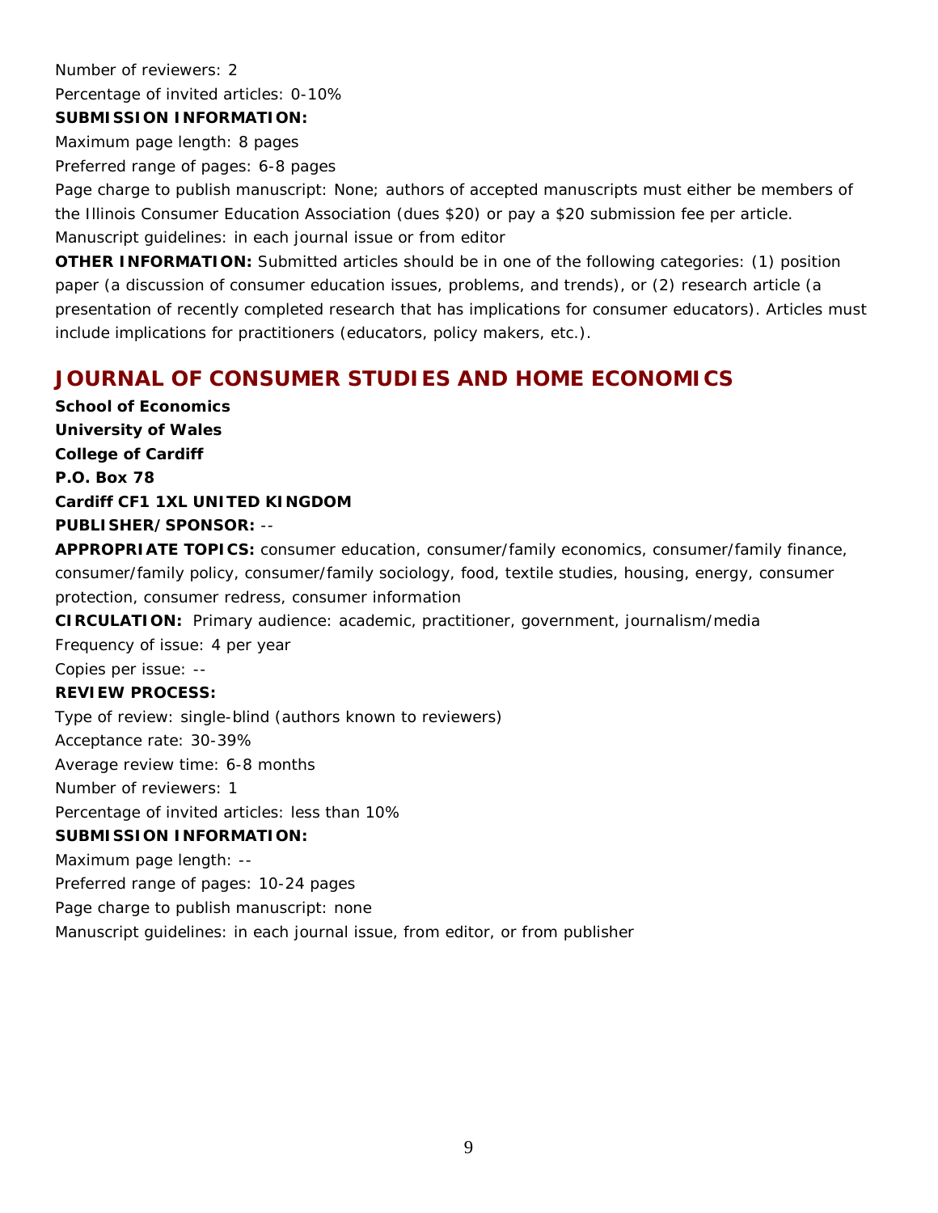Number of reviewers: 2

Percentage of invited articles: 0-10%

**SUBMISSION INFORMATION:**

Maximum page length: 8 pages

Preferred range of pages: 6-8 pages

Page charge to publish manuscript: None; authors of accepted manuscripts must either be members of the Illinois Consumer Education Association (dues $20) or pay a $20 submission fee per article.

Manuscript guidelines: in each journal issue or from editor

**OTHER INFORMATION:** Submitted articles should be in one of the following categories: (1) position paper (a discussion of consumer education issues, problems, and trends), or (2) research article (a presentation of recently completed research that has implications for consumer educators). Articles must include implications for practitioners (educators, policy makers, etc.).

## JOURNAL OF CONSUMER STUDIES AND HOME ECONOMICS

**School of Economics**
**University of Wales**
**College of Cardiff**
**P.O. Box 78**
**Cardiff CF1 1XL UNITED KINGDOM**

**PUBLISHER/SPONSOR:** --

**APPROPRIATE TOPICS:** consumer education, consumer/family economics, consumer/family finance, consumer/family policy, consumer/family sociology, food, textile studies, housing, energy, consumer protection, consumer redress, consumer information

**CIRCULATION:** Primary audience: academic, practitioner, government, journalism/media

Frequency of issue: 4 per year

Copies per issue: --

**REVIEW PROCESS:**

Type of review: single-blind (authors known to reviewers)

Acceptance rate: 30-39%

Average review time: 6-8 months

Number of reviewers: 1

Percentage of invited articles: less than 10%

**SUBMISSION INFORMATION:**

Maximum page length: --

Preferred range of pages: 10-24 pages

Page charge to publish manuscript: none

Manuscript guidelines: in each journal issue, from editor, or from publisher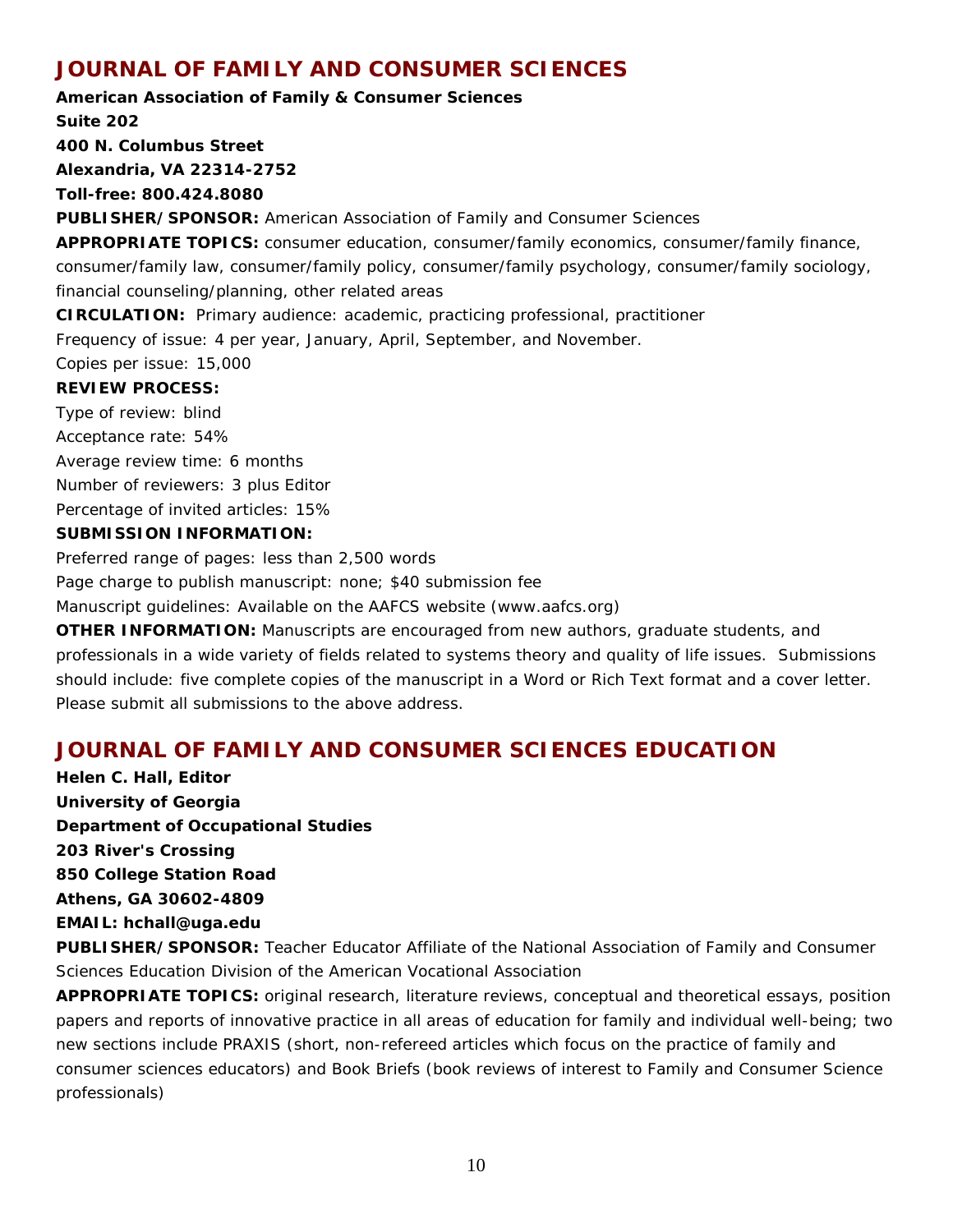## JOURNAL OF FAMILY AND CONSUMER SCIENCES

**American Association of Family & Consumer Sciences**
**Suite 202**
**400 N. Columbus Street**
**Alexandria, VA 22314-2752**
**Toll-free: 800.424.8080**

**PUBLISHER/SPONSOR:** American Association of Family and Consumer Sciences

**APPROPRIATE TOPICS:** consumer education, consumer/family economics, consumer/family finance, consumer/family law, consumer/family policy, consumer/family psychology, consumer/family sociology, financial counseling/planning, other related areas

**CIRCULATION:** Primary audience: academic, practicing professional, practitioner
Frequency of issue: 4 per year, January, April, September, and November.
Copies per issue: 15,000

**REVIEW PROCESS:**
Type of review: blind
Acceptance rate: 54%
Average review time: 6 months
Number of reviewers: 3 plus Editor
Percentage of invited articles: 15%

**SUBMISSION INFORMATION:**
Preferred range of pages: less than 2,500 words
Page charge to publish manuscript: none; $40 submission fee
Manuscript guidelines: Available on the AAFCS website (www.aafcs.org)

**OTHER INFORMATION:** Manuscripts are encouraged from new authors, graduate students, and professionals in a wide variety of fields related to systems theory and quality of life issues. Submissions should include: five complete copies of the manuscript in a Word or Rich Text format and a cover letter. Please submit all submissions to the above address.

## JOURNAL OF FAMILY AND CONSUMER SCIENCES EDUCATION

**Helen C. Hall, Editor**
**University of Georgia**
**Department of Occupational Studies**
**203 River's Crossing**
**850 College Station Road**
**Athens, GA 30602-4809**
**EMAIL: hchall@uga.edu**

**PUBLISHER/SPONSOR:** Teacher Educator Affiliate of the National Association of Family and Consumer Sciences Education Division of the American Vocational Association

**APPROPRIATE TOPICS:** original research, literature reviews, conceptual and theoretical essays, position papers and reports of innovative practice in all areas of education for family and individual well-being; two new sections include PRAXIS (short, non-refereed articles which focus on the practice of family and consumer sciences educators) and Book Briefs (book reviews of interest to Family and Consumer Science professionals)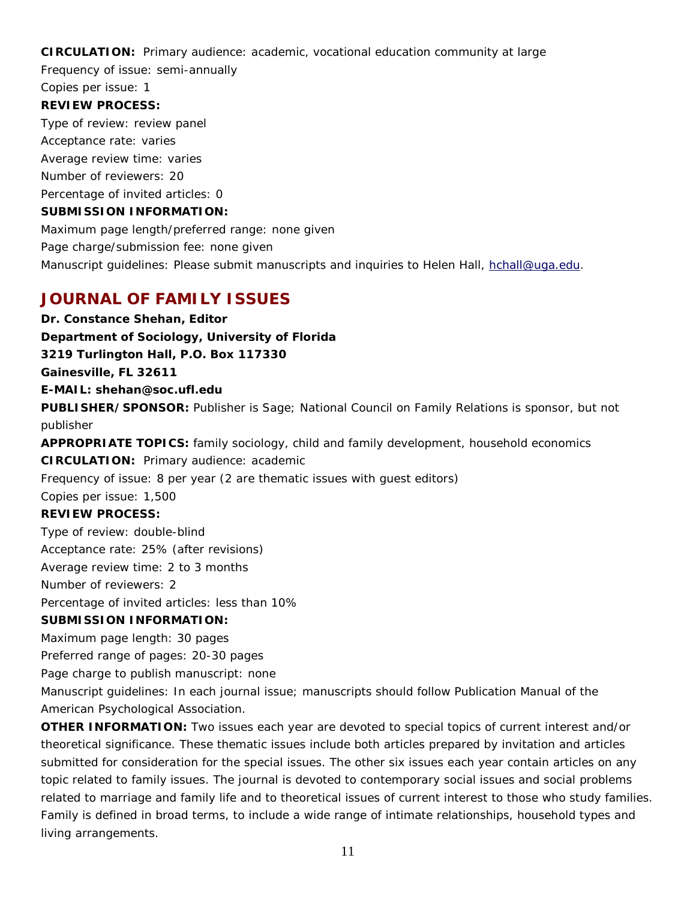**CIRCULATION:** Primary audience: academic, vocational education community at large

Frequency of issue: semi-annually

Copies per issue: 1

**REVIEW PROCESS:**

Type of review: review panel

Acceptance rate: varies

Average review time: varies

Number of reviewers: 20

Percentage of invited articles: 0

**SUBMISSION INFORMATION:**

Maximum page length/preferred range: none given

Page charge/submission fee: none given

Manuscript guidelines: Please submit manuscripts and inquiries to Helen Hall, hchall@uga.edu.

## JOURNAL OF FAMILY ISSUES

**Dr. Constance Shehan, Editor**

**Department of Sociology, University of Florida**

**3219 Turlington Hall, P.O. Box 117330**

**Gainesville, FL 32611**

**E-MAIL: shehan@soc.ufl.edu**

**PUBLISHER/SPONSOR:** Publisher is Sage; National Council on Family Relations is sponsor, but not publisher

**APPROPRIATE TOPICS:** family sociology, child and family development, household economics

**CIRCULATION:** Primary audience: academic

Frequency of issue: 8 per year (2 are thematic issues with guest editors)

Copies per issue: 1,500

**REVIEW PROCESS:**

Type of review: double-blind

Acceptance rate: 25% (after revisions)

Average review time: 2 to 3 months

Number of reviewers: 2

Percentage of invited articles: less than 10%

**SUBMISSION INFORMATION:**

Maximum page length: 30 pages

Preferred range of pages: 20-30 pages

Page charge to publish manuscript: none

Manuscript guidelines: In each journal issue; manuscripts should follow Publication Manual of the American Psychological Association.

**OTHER INFORMATION:** Two issues each year are devoted to special topics of current interest and/or theoretical significance. These thematic issues include both articles prepared by invitation and articles submitted for consideration for the special issues. The other six issues each year contain articles on any topic related to family issues. The journal is devoted to contemporary social issues and social problems related to marriage and family life and to theoretical issues of current interest to those who study families. Family is defined in broad terms, to include a wide range of intimate relationships, household types and living arrangements.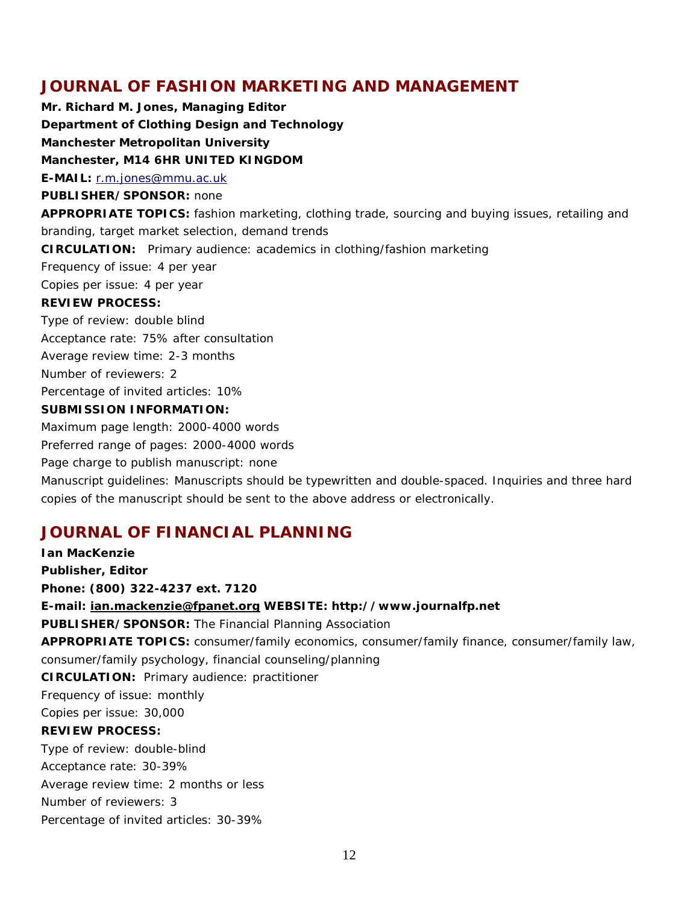## JOURNAL OF FASHION MARKETING AND MANAGEMENT

**Mr. Richard M. Jones, Managing Editor**
**Department of Clothing Design and Technology**
**Manchester Metropolitan University**
**Manchester, M14 6HR UNITED KINGDOM**
**E-MAIL:** r.m.jones@mmu.ac.uk
**PUBLISHER/SPONSOR:** none
**APPROPRIATE TOPICS:** fashion marketing, clothing trade, sourcing and buying issues, retailing and branding, target market selection, demand trends
**CIRCULATION:** Primary audience: academics in clothing/fashion marketing
Frequency of issue: 4 per year
Copies per issue: 4 per year
**REVIEW PROCESS:**
Type of review: double blind
Acceptance rate: 75% after consultation
Average review time: 2-3 months
Number of reviewers: 2
Percentage of invited articles: 10%
**SUBMISSION INFORMATION:**
Maximum page length: 2000-4000 words
Preferred range of pages: 2000-4000 words
Page charge to publish manuscript: none
Manuscript guidelines: Manuscripts should be typewritten and double-spaced. Inquiries and three hard copies of the manuscript should be sent to the above address or electronically.

## JOURNAL OF FINANCIAL PLANNING

**Ian MacKenzie**
**Publisher, Editor**
**Phone: (800) 322-4237 ext. 7120**
**E-mail: ian.mackenzie@fpanet.org WEBSITE: http://www.journalfp.net**
**PUBLISHER/SPONSOR:** The Financial Planning Association
**APPROPRIATE TOPICS:** consumer/family economics, consumer/family finance, consumer/family law, consumer/family psychology, financial counseling/planning
**CIRCULATION:** Primary audience: practitioner
Frequency of issue: monthly
Copies per issue: 30,000
**REVIEW PROCESS:**
Type of review: double-blind
Acceptance rate: 30-39%
Average review time: 2 months or less
Number of reviewers: 3
Percentage of invited articles: 30-39%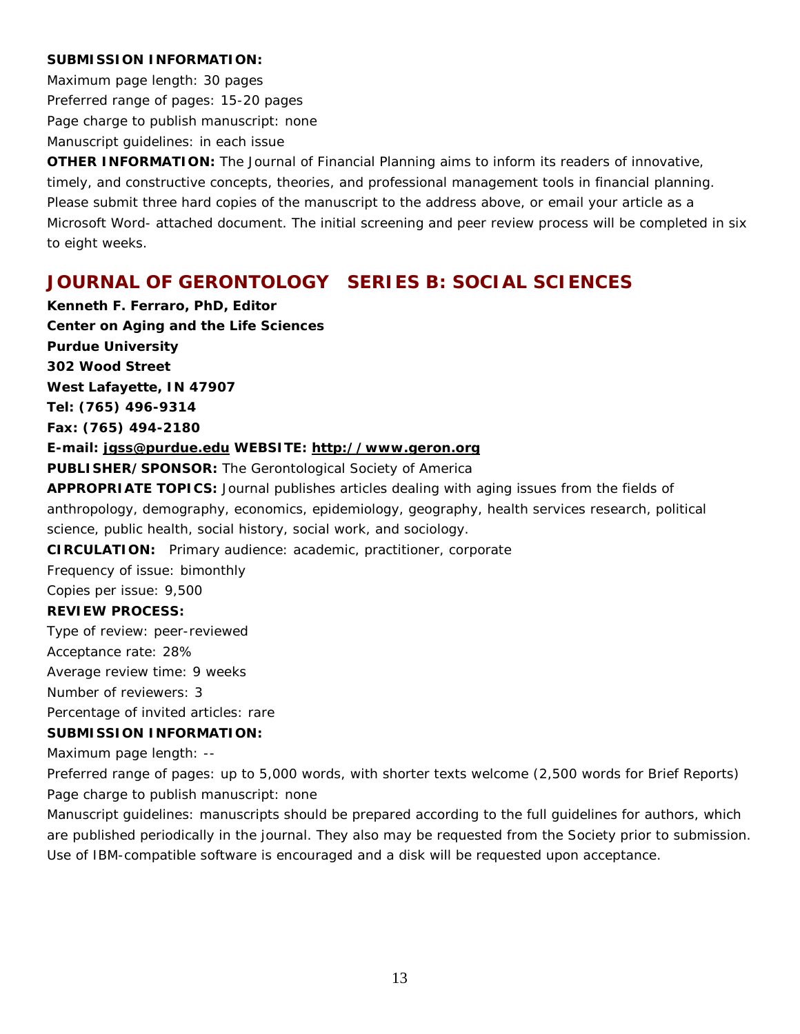**SUBMISSION INFORMATION:**
Maximum page length: 30 pages
Preferred range of pages: 15-20 pages
Page charge to publish manuscript: none
Manuscript guidelines: in each issue

**OTHER INFORMATION:** The Journal of Financial Planning aims to inform its readers of innovative, timely, and constructive concepts, theories, and professional management tools in financial planning. Please submit three hard copies of the manuscript to the address above, or email your article as a Microsoft Word- attached document. The initial screening and peer review process will be completed in six to eight weeks.

## JOURNAL OF GERONTOLOGY SERIES B: SOCIAL SCIENCES

**Kenneth F. Ferraro, PhD, Editor**
**Center on Aging and the Life Sciences**
**Purdue University**
**302 Wood Street**
**West Lafayette, IN 47907**
**Tel: (765) 496-9314**
**Fax: (765) 494-2180**
**E-mail: jgss@purdue.edu WEBSITE: http://www.geron.org**

**PUBLISHER/SPONSOR:** The Gerontological Society of America

**APPROPRIATE TOPICS:** Journal publishes articles dealing with aging issues from the fields of anthropology, demography, economics, epidemiology, geography, health services research, political science, public health, social history, social work, and sociology.

**CIRCULATION:** Primary audience: academic, practitioner, corporate
Frequency of issue: bimonthly
Copies per issue: 9,500

**REVIEW PROCESS:**
Type of review: peer-reviewed
Acceptance rate: 28%
Average review time: 9 weeks
Number of reviewers: 3
Percentage of invited articles: rare

**SUBMISSION INFORMATION:**
Maximum page length: --
Preferred range of pages: up to 5,000 words, with shorter texts welcome (2,500 words for Brief Reports)
Page charge to publish manuscript: none
Manuscript guidelines: manuscripts should be prepared according to the full guidelines for authors, which are published periodically in the journal. They also may be requested from the Society prior to submission. Use of IBM-compatible software is encouraged and a disk will be requested upon acceptance.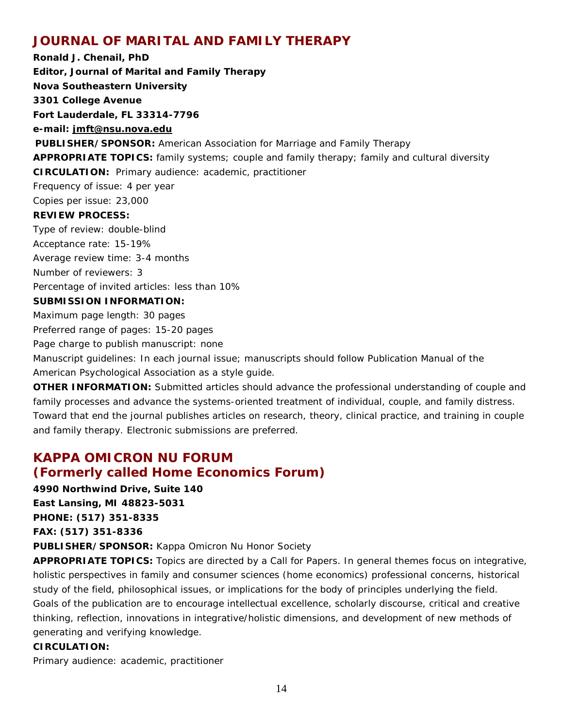## JOURNAL OF MARITAL AND FAMILY THERAPY

**Ronald J. Chenail, PhD**
**Editor, Journal of Marital and Family Therapy**
**Nova Southeastern University**
**3301 College Avenue**
**Fort Lauderdale, FL 33314-7796**
**e-mail: jmft@nsu.nova.edu**

**PUBLISHER/SPONSOR:** American Association for Marriage and Family Therapy

**APPROPRIATE TOPICS:** family systems; couple and family therapy; family and cultural diversity

**CIRCULATION:** Primary audience: academic, practitioner

Frequency of issue: 4 per year

Copies per issue: 23,000

**REVIEW PROCESS:**

Type of review: double-blind

Acceptance rate: 15-19%

Average review time: 3-4 months

Number of reviewers: 3

Percentage of invited articles: less than 10%

**SUBMISSION INFORMATION:**

Maximum page length: 30 pages

Preferred range of pages: 15-20 pages

Page charge to publish manuscript: none

Manuscript guidelines: In each journal issue; manuscripts should follow Publication Manual of the American Psychological Association as a style guide.

**OTHER INFORMATION:** Submitted articles should advance the professional understanding of couple and family processes and advance the systems-oriented treatment of individual, couple, and family distress. Toward that end the journal publishes articles on research, theory, clinical practice, and training in couple and family therapy. Electronic submissions are preferred.

## KAPPA OMICRON NU FORUM
## (Formerly called Home Economics Forum)

**4990 Northwind Drive, Suite 140**
**East Lansing, MI 48823-5031**
**PHONE: (517) 351-8335**
**FAX: (517) 351-8336**

**PUBLISHER/SPONSOR:** Kappa Omicron Nu Honor Society

**APPROPRIATE TOPICS:** Topics are directed by a Call for Papers. In general themes focus on integrative, holistic perspectives in family and consumer sciences (home economics) professional concerns, historical study of the field, philosophical issues, or implications for the body of principles underlying the field. Goals of the publication are to encourage intellectual excellence, scholarly discourse, critical and creative thinking, reflection, innovations in integrative/holistic dimensions, and development of new methods of generating and verifying knowledge.

**CIRCULATION:**

Primary audience: academic, practitioner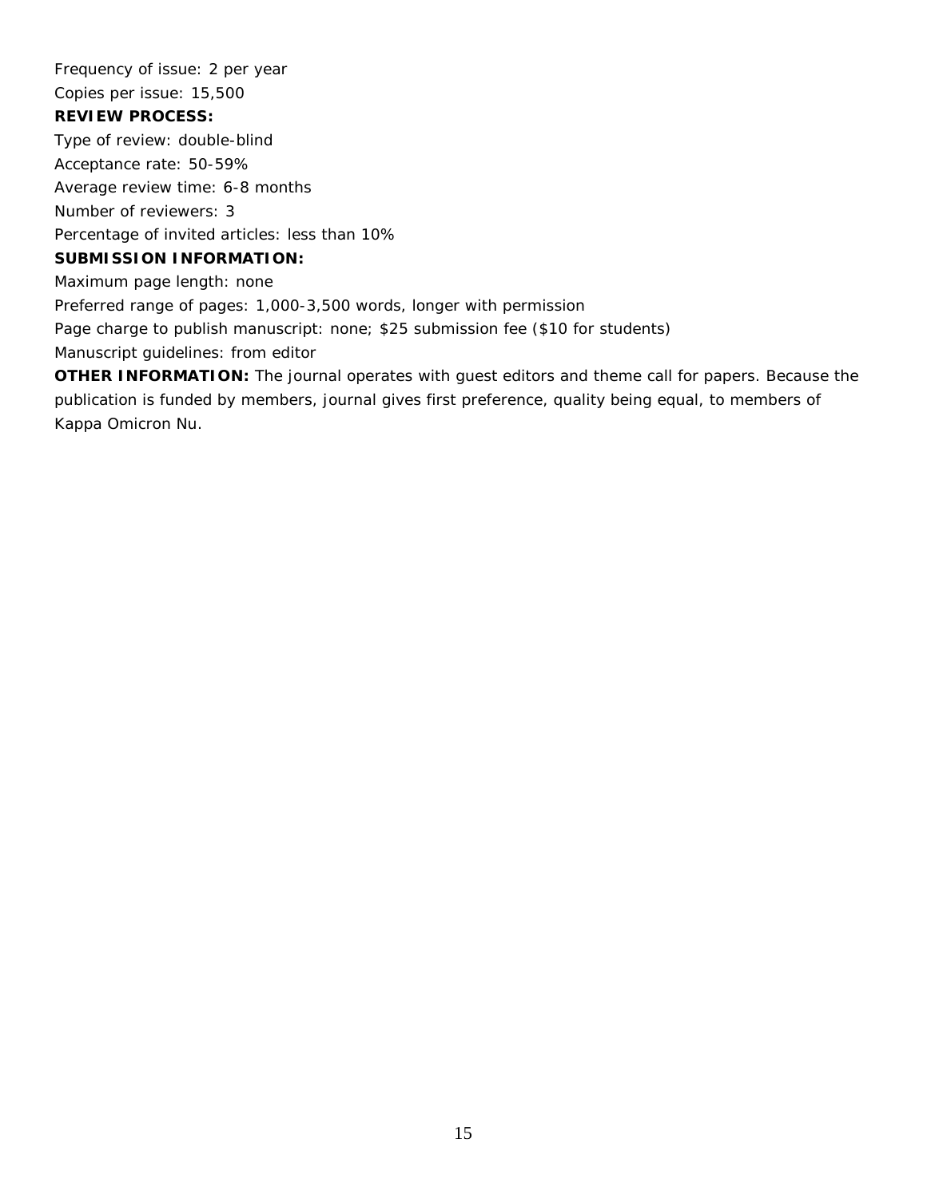Frequency of issue: 2 per year

Copies per issue: 15,500

**REVIEW PROCESS:**

Type of review: double-blind

Acceptance rate: 50-59%

Average review time: 6-8 months

Number of reviewers: 3

Percentage of invited articles: less than 10%

**SUBMISSION INFORMATION:**

Maximum page length: none

Preferred range of pages: 1,000-3,500 words, longer with permission

Page charge to publish manuscript: none; $25 submission fee ($10 for students)

Manuscript guidelines: from editor

**OTHER INFORMATION:** The journal operates with guest editors and theme call for papers. Because the publication is funded by members, journal gives first preference, quality being equal, to members of Kappa Omicron Nu.